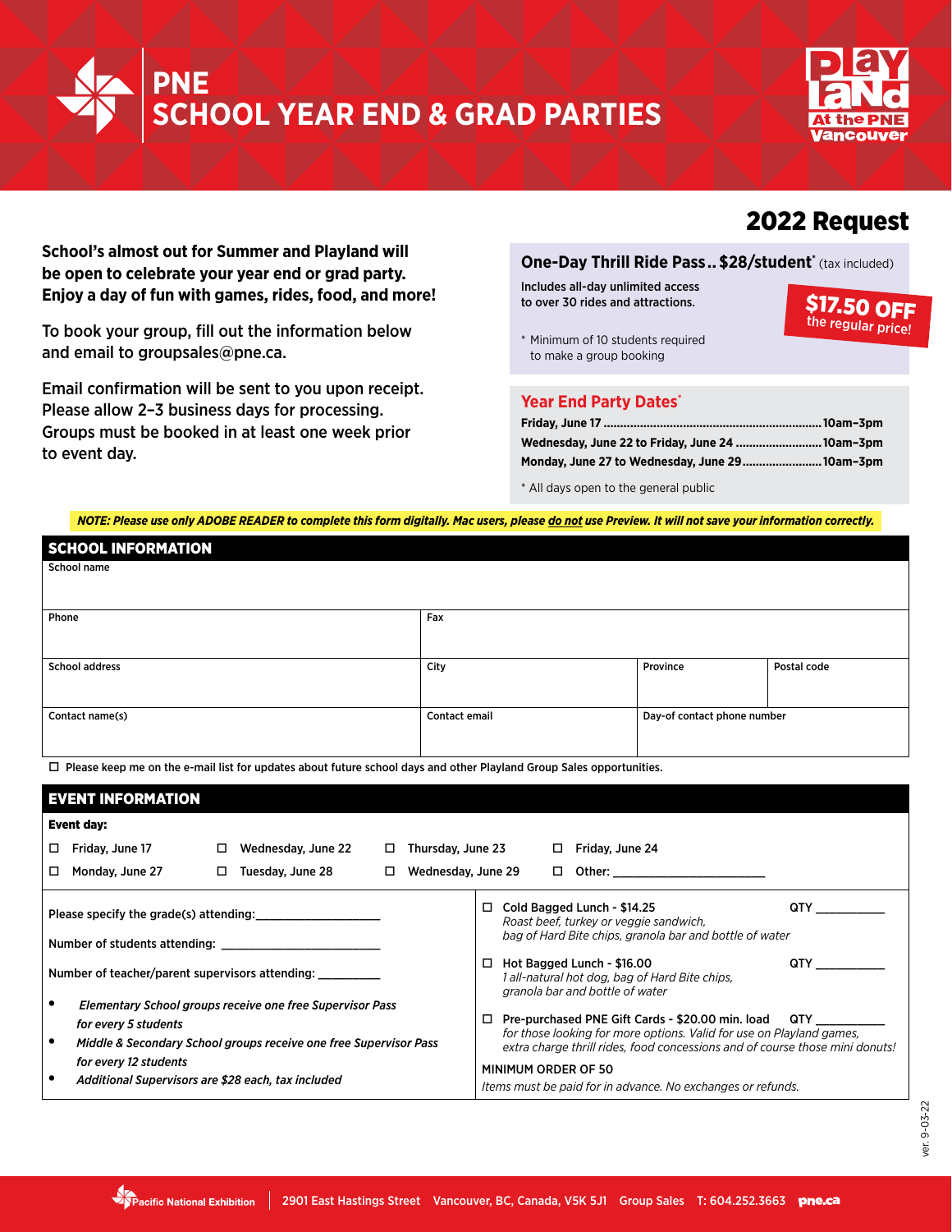# PNE SCHOOL YEAR END & GRAD PARTIES

Playland At the PNE Vancouver

## 2022 Request

**School's almost out for Summer and Playland will be open to celebrate your year end or grad party. Enjoy a day of fun with games, rides, food, and more!**

To book your group, fill out the information below and email to groupsales@pne.ca.

Email confirmation will be sent to you upon receipt. Please allow 2–3 business days for processing. Groups must be booked in at least one week prior to event day.

### One-Day Thrill Ride Pass .. $28/student* (tax included)

Includes all-day unlimited access to over 30 rides and attractions.

**$17.50 OFF the regular price!**

\* Minimum of 10 students required to make a group booking

### Year End Party Dates*

**Friday, June 17** ........ **10am–3pm**
**Wednesday, June 22 to Friday, June 24** ........ **10am–3pm**
**Monday, June 27 to Wednesday, June 29** ........ **10am–3pm**

\* All days open to the general public

***NOTE: Please use only ADOBE READER to complete this form digitally. Mac users, please do not use Preview. It will not save your information correctly.***

## SCHOOL INFORMATION

| School name | | | |
|---|---|---|---|
| Phone | Fax | | |
| School address | City | Province | Postal code |
| Contact name(s) | Contact email | Day-of contact phone number | |

☐ Please keep me on the e-mail list for updates about future school days and other Playland Group Sales opportunities.

## EVENT INFORMATION

**Event day:**

☐ Friday, June 17 ☐ Wednesday, June 22 ☐ Thursday, June 23 ☐ Friday, June 24
☐ Monday, June 27 ☐ Tuesday, June 28 ☐ Wednesday, June 29 ☐ Other: ______________________

Please specify the grade(s) attending: ___________________

Number of students attending: ______________________

Number of teacher/parent supervisors attending: _________

- *Elementary School groups receive one free Supervisor Pass for every 5 students*
- *Middle & Secondary School groups receive one free Supervisor Pass for every 12 students*
- *Additional Supervisors are $28 each, tax included*

☐ Cold Bagged Lunch - $14.25 QTY __________
*Roast beef, turkey or veggie sandwich, bag of Hard Bite chips, granola bar and bottle of water*

☐ Hot Bagged Lunch - $16.00 QTY __________
*1 all-natural hot dog, bag of Hard Bite chips, granola bar and bottle of water*

☐ Pre-purchased PNE Gift Cards - $20.00 min. load QTY __________
*for those looking for more options. Valid for use on Playland games, extra charge thrill rides, food concessions and of course those mini donuts!*

MINIMUM ORDER OF 50

*Items must be paid for in advance. No exchanges or refunds.*

ver. 9-03-22

Pacific National Exhibition | 2901 East Hastings Street Vancouver, BC, Canada, V5K 5J1 Group Sales T: 604.252.3663 pne.ca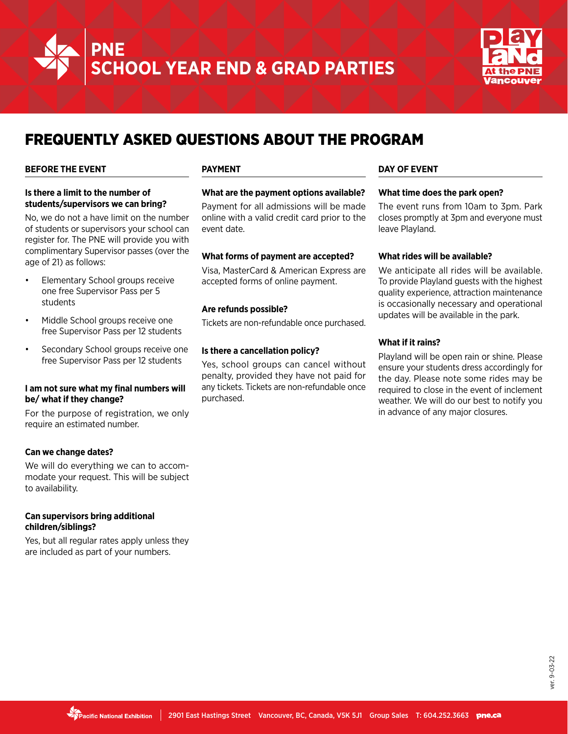# PNE SCHOOL YEAR END & GRAD PARTIES

## FREQUENTLY ASKED QUESTIONS ABOUT THE PROGRAM

### BEFORE THE EVENT

**Is there a limit to the number of students/supervisors we can bring?**

No, we do not a have limit on the number of students or supervisors your school can register for. The PNE will provide you with complimentary Supervisor passes (over the age of 21) as follows:

- Elementary School groups receive one free Supervisor Pass per 5 students
- Middle School groups receive one free Supervisor Pass per 12 students
- Secondary School groups receive one free Supervisor Pass per 12 students

**I am not sure what my final numbers will be/ what if they change?**

For the purpose of registration, we only require an estimated number.

**Can we change dates?**

We will do everything we can to accommodate your request. This will be subject to availability.

**Can supervisors bring additional children/siblings?**

Yes, but all regular rates apply unless they are included as part of your numbers.

### PAYMENT

**What are the payment options available?**

Payment for all admissions will be made online with a valid credit card prior to the event date.

**What forms of payment are accepted?**

Visa, MasterCard & American Express are accepted forms of online payment.

**Are refunds possible?**

Tickets are non-refundable once purchased.

**Is there a cancellation policy?**

Yes, school groups can cancel without penalty, provided they have not paid for any tickets. Tickets are non-refundable once purchased.

### DAY OF EVENT

**What time does the park open?**

The event runs from 10am to 3pm. Park closes promptly at 3pm and everyone must leave Playland.

**What rides will be available?**

We anticipate all rides will be available. To provide Playland guests with the highest quality experience, attraction maintenance is occasionally necessary and operational updates will be available in the park.

**What if it rains?**

Playland will be open rain or shine. Please ensure your students dress accordingly for the day. Please note some rides may be required to close in the event of inclement weather. We will do our best to notify you in advance of any major closures.

ver. 9-03-22

Pacific National Exhibition | 2901 East Hastings Street Vancouver, BC, Canada, V5K 5J1 Group Sales T: 604.252.3663 pne.ca